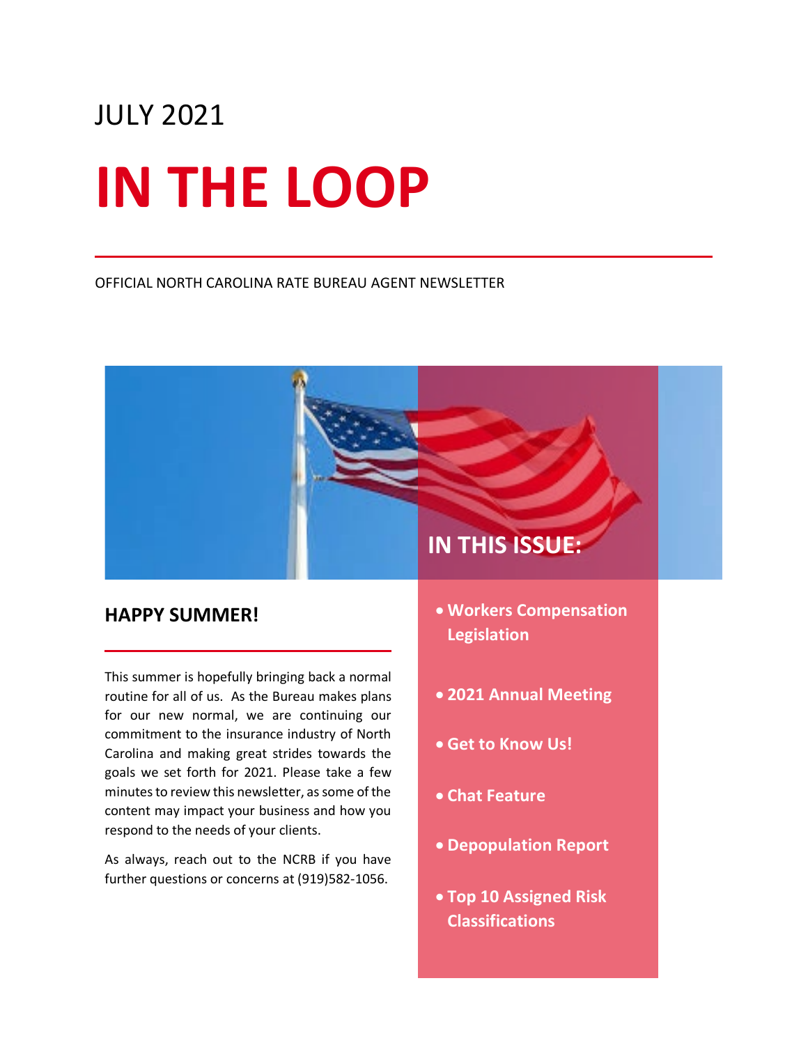JULY 2021

# IN THE LOOP

OFFICIAL NORTH CAROLINA RATE BUREAU AGENT NEWSLETTER

## IN THIS ISSUE:

- **Workers Compensation Legislation**
- **2021 Annual Meeting**
- **Get to Know Us!**
- **Chat Feature**
- **Depopulation Report**
- **Top 10 Assigned Risk Classifications**

## HAPPY SUMMER!

This summer is hopefully bringing back a normal routine for all of us. As the Bureau makes plans for our new normal, we are continuing our commitment to the insurance industry of North Carolina and making great strides towards the goals we set forth for 2021. Please take a few minutes to review this newsletter, as some of the content may impact your business and how you respond to the needs of your clients.

As always, reach out to the NCRB if you have further questions or concerns at (919)582-1056.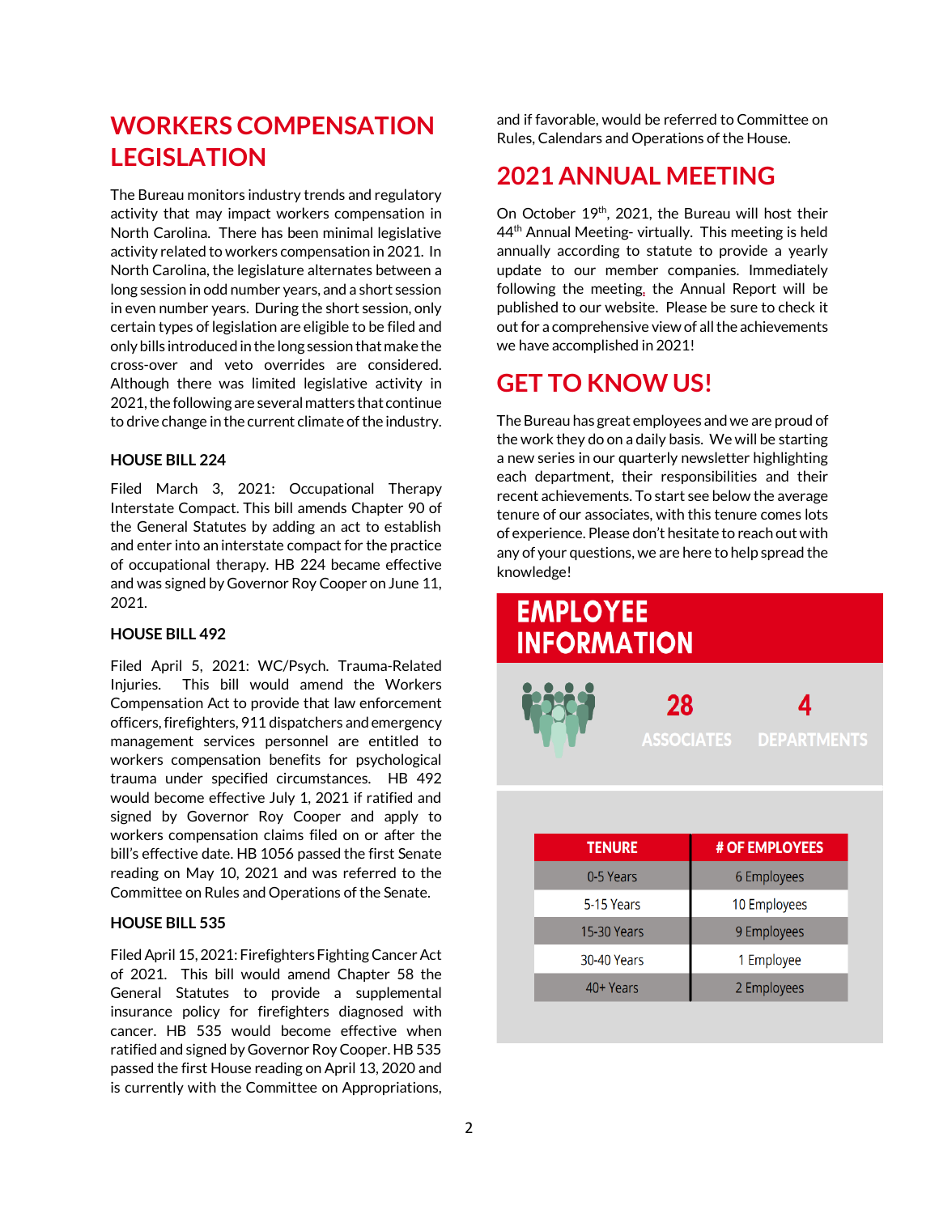## WORKERS COMPENSATION LEGISLATION

The Bureau monitors industry trends and regulatory activity that may impact workers compensation in North Carolina. There has been minimal legislative activity related to workers compensation in 2021. In North Carolina, the legislature alternates between a long session in odd number years, and a short session in even number years. During the short session, only certain types of legislation are eligible to be filed and only bills introduced in the long session that make the cross-over and veto overrides are considered. Although there was limited legislative activity in 2021, the following are several matters that continue to drive change in the current climate of the industry.

### HOUSE BILL 224

Filed March 3, 2021: Occupational Therapy Interstate Compact. This bill amends Chapter 90 of the General Statutes by adding an act to establish and enter into an interstate compact for the practice of occupational therapy. HB 224 became effective and was signed by Governor Roy Cooper on June 11, 2021.

### HOUSE BILL 492

Filed April 5, 2021: WC/Psych. Trauma-Related Injuries. This bill would amend the Workers Compensation Act to provide that law enforcement officers, firefighters, 911 dispatchers and emergency management services personnel are entitled to workers compensation benefits for psychological trauma under specified circumstances. HB 492 would become effective July 1, 2021 if ratified and signed by Governor Roy Cooper and apply to workers compensation claims filed on or after the bill's effective date. HB 1056 passed the first Senate reading on May 10, 2021 and was referred to the Committee on Rules and Operations of the Senate.

### HOUSE BILL 535

Filed April 15, 2021: Firefighters Fighting Cancer Act of 2021. This bill would amend Chapter 58 the General Statutes to provide a supplemental insurance policy for firefighters diagnosed with cancer. HB 535 would become effective when ratified and signed by Governor Roy Cooper. HB 535 passed the first House reading on April 13, 2020 and is currently with the Committee on Appropriations, and if favorable, would be referred to Committee on Rules, Calendars and Operations of the House.

## 2021 ANNUAL MEETING

On October 19th, 2021, the Bureau will host their 44th Annual Meeting- virtually. This meeting is held annually according to statute to provide a yearly update to our member companies. Immediately following the meeting, the Annual Report will be published to our website. Please be sure to check it out for a comprehensive view of all the achievements we have accomplished in 2021!

## GET TO KNOW US!

The Bureau has great employees and we are proud of the work they do on a daily basis. We will be starting a new series in our quarterly newsletter highlighting each department, their responsibilities and their recent achievements. To start see below the average tenure of our associates, with this tenure comes lots of experience. Please don't hesitate to reach out with any of your questions, we are here to help spread the knowledge!

### EMPLOYEE INFORMATION

**28** ASSOCIATES

**4** DEPARTMENTS

| TENURE | # OF EMPLOYEES |
|---|---|
| 0-5 Years | 6 Employees |
| 5-15 Years | 10 Employees |
| 15-30 Years | 9 Employees |
| 30-40 Years | 1 Employee |
| 40+ Years | 2 Employees |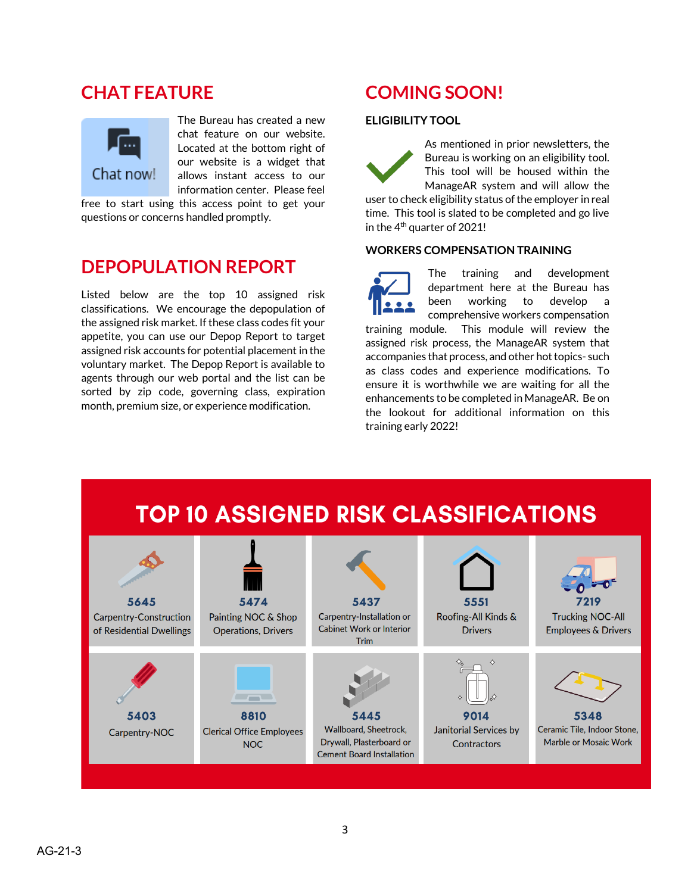## CHAT FEATURE

Chat now!

The Bureau has created a new chat feature on our website. Located at the bottom right of our website is a widget that allows instant access to our information center. Please feel free to start using this access point to get your questions or concerns handled promptly.

## DEPOPULATION REPORT

Listed below are the top 10 assigned risk classifications. We encourage the depopulation of the assigned risk market. If these class codes fit your appetite, you can use our Depop Report to target assigned risk accounts for potential placement in the voluntary market. The Depop Report is available to agents through our web portal and the list can be sorted by zip code, governing class, expiration month, premium size, or experience modification.

## COMING SOON!

### ELIGIBILITY TOOL

As mentioned in prior newsletters, the Bureau is working on an eligibility tool. This tool will be housed within the ManageAR system and will allow the user to check eligibility status of the employer in real time. This tool is slated to be completed and go live in the 4th quarter of 2021!

### WORKERS COMPENSATION TRAINING

The training and development department here at the Bureau has been working to develop a comprehensive workers compensation training module. This module will review the assigned risk process, the ManageAR system that accompanies that process, and other hot topics- such as class codes and experience modifications. To ensure it is worthwhile we are waiting for all the enhancements to be completed in ManageAR. Be on the lookout for additional information on this training early 2022!

## TOP 10 ASSIGNED RISK CLASSIFICATIONS

| | | | | |
|---|---|---|---|---|
| **5645** Carpentry-Construction of Residential Dwellings | **5474** Painting NOC & Shop Operations, Drivers | **5437** Carpentry-Installation or Cabinet Work or Interior Trim | **5551** Roofing-All Kinds & Drivers | **7219** Trucking NOC-All Employees & Drivers |
| **5403** Carpentry-NOC | **8810** Clerical Office Employees NOC | **5445** Wallboard, Sheetrock, Drywall, Plasterboard or Cement Board Installation | **9014** Janitorial Services by Contractors | **5348** Ceramic Tile, Indoor Stone, Marble or Mosaic Work |

AG-21-3